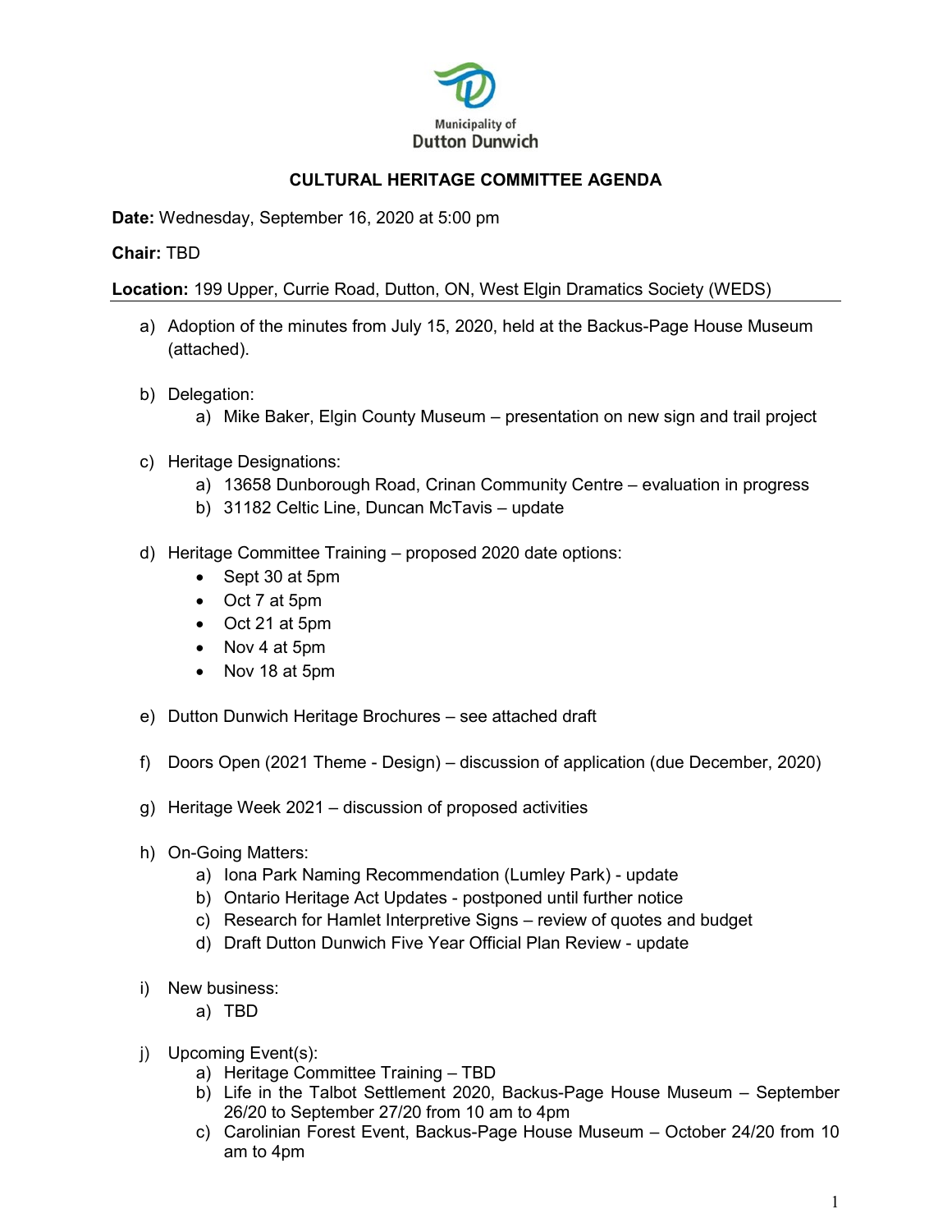Municipality of
Dutton Dunwich

# CULTURAL HERITAGE COMMITTEE AGENDA

**Date:** Wednesday, September 16, 2020 at 5:00 pm

**Chair:** TBD

**Location:** 199 Upper, Currie Road, Dutton, ON, West Elgin Dramatics Society (WEDS)

---

a) Adoption of the minutes from July 15, 2020, held at the Backus-Page House Museum (attached).

b) Delegation:
   a) Mike Baker, Elgin County Museum – presentation on new sign and trail project

c) Heritage Designations:
   a) 13658 Dunborough Road, Crinan Community Centre – evaluation in progress
   b) 31182 Celtic Line, Duncan McTavis – update

d) Heritage Committee Training – proposed 2020 date options:
   - Sept 30 at 5pm
   - Oct 7 at 5pm
   - Oct 21 at 5pm
   - Nov 4 at 5pm
   - Nov 18 at 5pm

e) Dutton Dunwich Heritage Brochures – see attached draft

f) Doors Open (2021 Theme - Design) – discussion of application (due December, 2020)

g) Heritage Week 2021 – discussion of proposed activities

h) On-Going Matters:
   a) Iona Park Naming Recommendation (Lumley Park) - update
   b) Ontario Heritage Act Updates - postponed until further notice
   c) Research for Hamlet Interpretive Signs – review of quotes and budget
   d) Draft Dutton Dunwich Five Year Official Plan Review - update

i) New business:
   a) TBD

j) Upcoming Event(s):
   a) Heritage Committee Training – TBD
   b) Life in the Talbot Settlement 2020, Backus-Page House Museum – September 26/20 to September 27/20 from 10 am to 4pm
   c) Carolinian Forest Event, Backus-Page House Museum – October 24/20 from 10 am to 4pm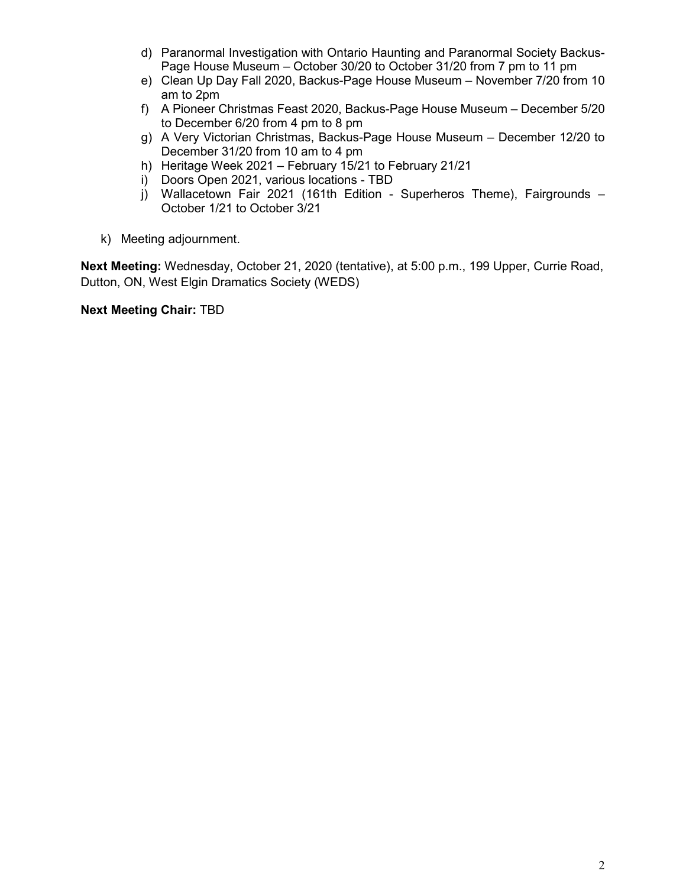d) Paranormal Investigation with Ontario Haunting and Paranormal Society Backus-Page House Museum – October 30/20 to October 31/20 from 7 pm to 11 pm
e) Clean Up Day Fall 2020, Backus-Page House Museum – November 7/20 from 10 am to 2pm
f) A Pioneer Christmas Feast 2020, Backus-Page House Museum – December 5/20 to December 6/20 from 4 pm to 8 pm
g) A Very Victorian Christmas, Backus-Page House Museum – December 12/20 to December 31/20 from 10 am to 4 pm
h) Heritage Week 2021 – February 15/21 to February 21/21
i) Doors Open 2021, various locations - TBD
j) Wallacetown Fair 2021 (161th Edition - Superheros Theme), Fairgrounds – October 1/21 to October 3/21

k) Meeting adjournment.

**Next Meeting:** Wednesday, October 21, 2020 (tentative), at 5:00 p.m., 199 Upper, Currie Road, Dutton, ON, West Elgin Dramatics Society (WEDS)

**Next Meeting Chair:** TBD